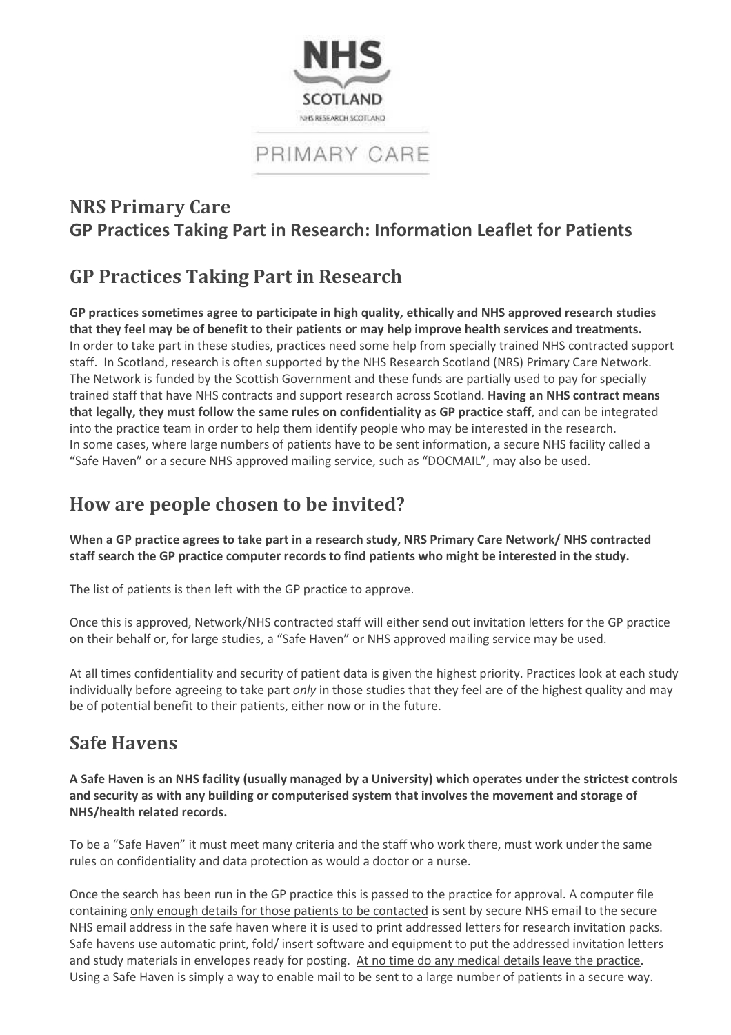NHS SCOTLAND

NHS RESEARCH SCOTLAND

PRIMARY CARE

## NRS Primary Care
## GP Practices Taking Part in Research: Information Leaflet for Patients

# GP Practices Taking Part in Research

**GP practices sometimes agree to participate in high quality, ethically and NHS approved research studies that they feel may be of benefit to their patients or may help improve health services and treatments.** In order to take part in these studies, practices need some help from specially trained NHS contracted support staff. In Scotland, research is often supported by the NHS Research Scotland (NRS) Primary Care Network. The Network is funded by the Scottish Government and these funds are partially used to pay for specially trained staff that have NHS contracts and support research across Scotland. **Having an NHS contract means that legally, they must follow the same rules on confidentiality as GP practice staff**, and can be integrated into the practice team in order to help them identify people who may be interested in the research. In some cases, where large numbers of patients have to be sent information, a secure NHS facility called a "Safe Haven" or a secure NHS approved mailing service, such as "DOCMAIL", may also be used.

# How are people chosen to be invited?

**When a GP practice agrees to take part in a research study, NRS Primary Care Network/ NHS contracted staff search the GP practice computer records to find patients who might be interested in the study.**

The list of patients is then left with the GP practice to approve.

Once this is approved, Network/NHS contracted staff will either send out invitation letters for the GP practice on their behalf or, for large studies, a "Safe Haven" or NHS approved mailing service may be used.

At all times confidentiality and security of patient data is given the highest priority. Practices look at each study individually before agreeing to take part *only* in those studies that they feel are of the highest quality and may be of potential benefit to their patients, either now or in the future.

# Safe Havens

**A Safe Haven is an NHS facility (usually managed by a University) which operates under the strictest controls and security as with any building or computerised system that involves the movement and storage of NHS/health related records.**

To be a "Safe Haven" it must meet many criteria and the staff who work there, must work under the same rules on confidentiality and data protection as would a doctor or a nurse.

Once the search has been run in the GP practice this is passed to the practice for approval. A computer file containing <u>only enough details for those patients to be contacted</u> is sent by secure NHS email to the secure NHS email address in the safe haven where it is used to print addressed letters for research invitation packs. Safe havens use automatic print, fold/ insert software and equipment to put the addressed invitation letters and study materials in envelopes ready for posting. <u>At no time do any medical details leave the practice</u>. Using a Safe Haven is simply a way to enable mail to be sent to a large number of patients in a secure way.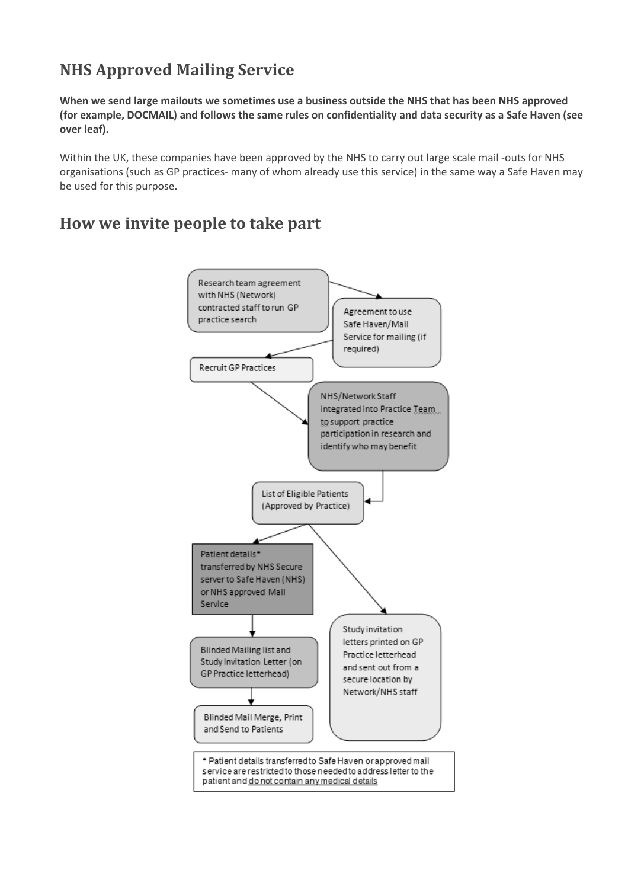## NHS Approved Mailing Service

**When we send large mailouts we sometimes use a business outside the NHS that has been NHS approved (for example, DOCMAIL) and follows the same rules on confidentiality and data security as a Safe Haven (see over leaf).**

Within the UK, these companies have been approved by the NHS to carry out large scale mail -outs for NHS organisations (such as GP practices- many of whom already use this service) in the same way a Safe Haven may be used for this purpose.

## How we invite people to take part

Research team agreement with NHS (Network) contracted staff to run GP practice search

Agreement to use Safe Haven/Mail Service for mailing (if required)

Recruit GP Practices

NHS/Network Staff integrated into Practice Team to support practice participation in research and identify who may benefit

List of Eligible Patients (Approved by Practice)

Patient details* transferred by NHS Secure server to Safe Haven (NHS) or NHS approved Mail Service

Blinded Mailing list and Study Invitation Letter (on GP Practice letterhead)

Blinded Mail Merge, Print and Send to Patients

Study invitation letters printed on GP Practice letterhead and sent out from a secure location by Network/NHS staff

\* Patient details transferred to Safe Haven or approved mail service are restricted to those needed to address letter to the patient and do not contain any medical details